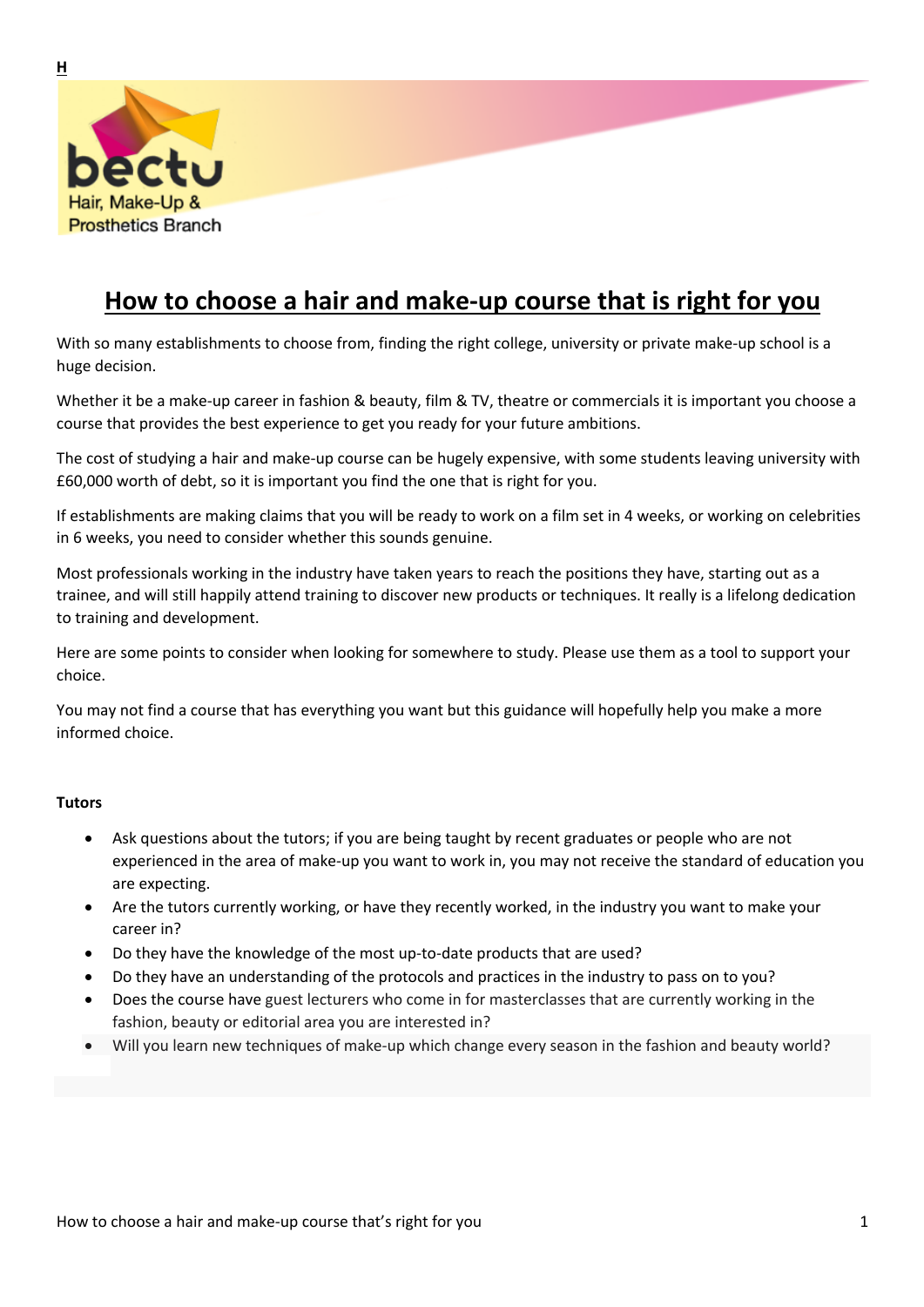H

bectu
Hair, Make-Up & Prosthetics Branch

# How to choose a hair and make-up course that is right for you

With so many establishments to choose from, finding the right college, university or private make-up school is a huge decision.

Whether it be a make-up career in fashion & beauty, film & TV, theatre or commercials it is important you choose a course that provides the best experience to get you ready for your future ambitions.

The cost of studying a hair and make-up course can be hugely expensive, with some students leaving university with £60,000 worth of debt, so it is important you find the one that is right for you.

If establishments are making claims that you will be ready to work on a film set in 4 weeks, or working on celebrities in 6 weeks, you need to consider whether this sounds genuine.

Most professionals working in the industry have taken years to reach the positions they have, starting out as a trainee, and will still happily attend training to discover new products or techniques. It really is a lifelong dedication to training and development.

Here are some points to consider when looking for somewhere to study. Please use them as a tool to support your choice.

You may not find a course that has everything you want but this guidance will hopefully help you make a more informed choice.

**Tutors**

- Ask questions about the tutors; if you are being taught by recent graduates or people who are not experienced in the area of make-up you want to work in, you may not receive the standard of education you are expecting.
- Are the tutors currently working, or have they recently worked, in the industry you want to make your career in?
- Do they have the knowledge of the most up-to-date products that are used?
- Do they have an understanding of the protocols and practices in the industry to pass on to you?
- Does the course have guest lecturers who come in for masterclasses that are currently working in the fashion, beauty or editorial area you are interested in?
- Will you learn new techniques of make-up which change every season in the fashion and beauty world?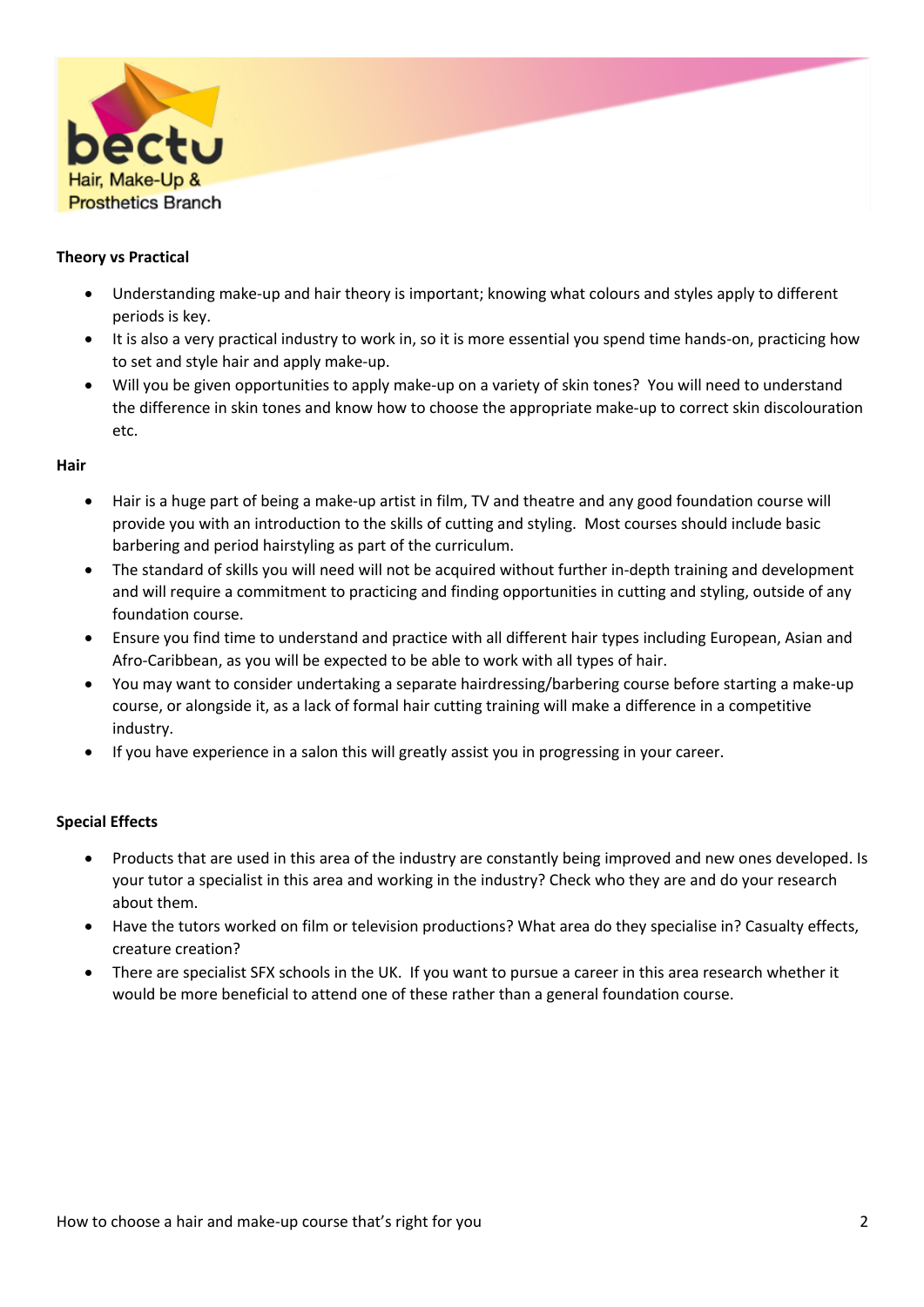**Theory vs Practical**

- Understanding make-up and hair theory is important; knowing what colours and styles apply to different periods is key.
- It is also a very practical industry to work in, so it is more essential you spend time hands-on, practicing how to set and style hair and apply make-up.
- Will you be given opportunities to apply make-up on a variety of skin tones? You will need to understand the difference in skin tones and know how to choose the appropriate make-up to correct skin discolouration etc.

**Hair**

- Hair is a huge part of being a make-up artist in film, TV and theatre and any good foundation course will provide you with an introduction to the skills of cutting and styling. Most courses should include basic barbering and period hairstyling as part of the curriculum.
- The standard of skills you will need will not be acquired without further in-depth training and development and will require a commitment to practicing and finding opportunities in cutting and styling, outside of any foundation course.
- Ensure you find time to understand and practice with all different hair types including European, Asian and Afro-Caribbean, as you will be expected to be able to work with all types of hair.
- You may want to consider undertaking a separate hairdressing/barbering course before starting a make-up course, or alongside it, as a lack of formal hair cutting training will make a difference in a competitive industry.
- If you have experience in a salon this will greatly assist you in progressing in your career.

**Special Effects**

- Products that are used in this area of the industry are constantly being improved and new ones developed. Is your tutor a specialist in this area and working in the industry? Check who they are and do your research about them.
- Have the tutors worked on film or television productions? What area do they specialise in? Casualty effects, creature creation?
- There are specialist SFX schools in the UK. If you want to pursue a career in this area research whether it would be more beneficial to attend one of these rather than a general foundation course.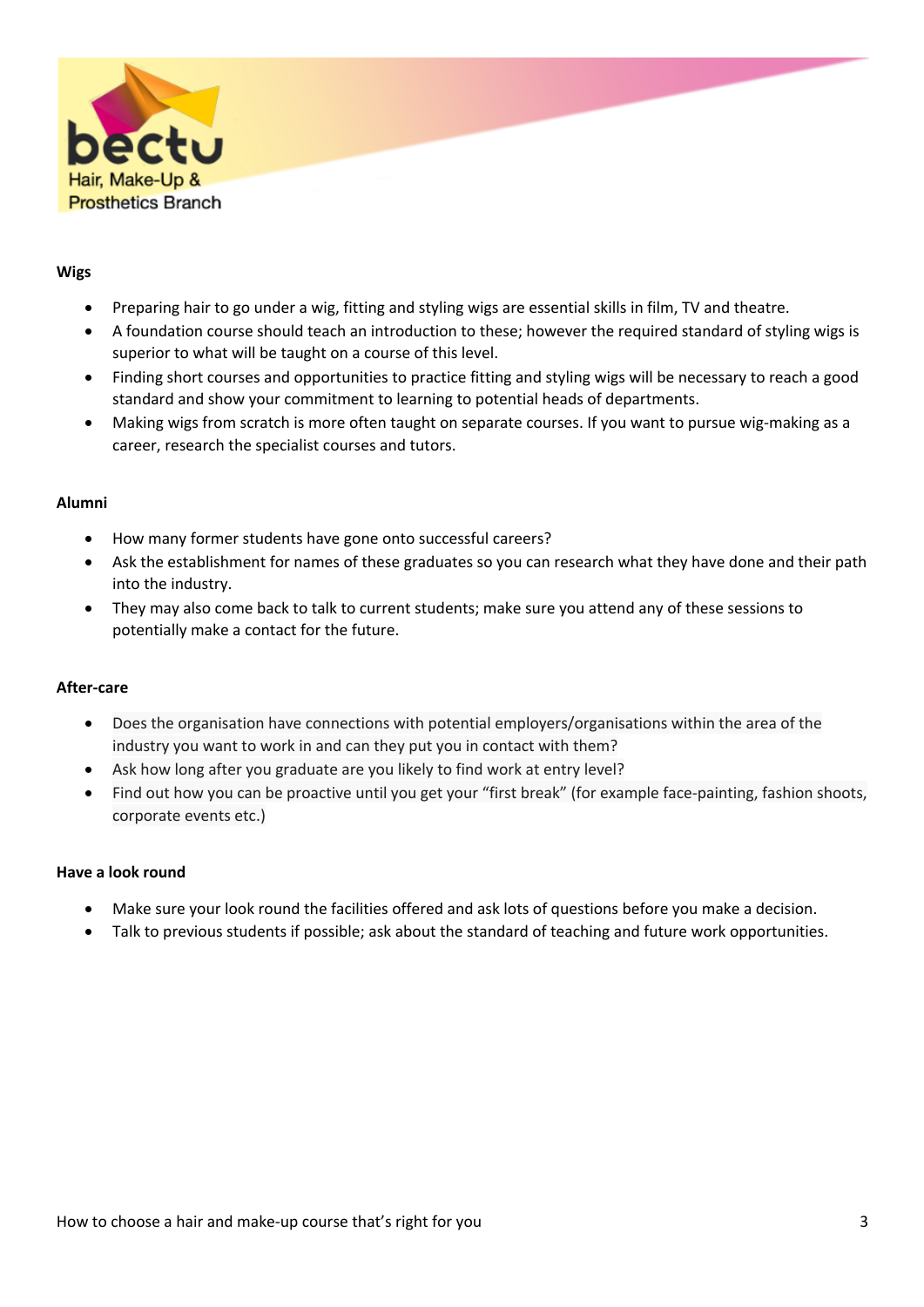**Wigs**

- Preparing hair to go under a wig, fitting and styling wigs are essential skills in film, TV and theatre.
- A foundation course should teach an introduction to these; however the required standard of styling wigs is superior to what will be taught on a course of this level.
- Finding short courses and opportunities to practice fitting and styling wigs will be necessary to reach a good standard and show your commitment to learning to potential heads of departments.
- Making wigs from scratch is more often taught on separate courses. If you want to pursue wig-making as a career, research the specialist courses and tutors.

**Alumni**

- How many former students have gone onto successful careers?
- Ask the establishment for names of these graduates so you can research what they have done and their path into the industry.
- They may also come back to talk to current students; make sure you attend any of these sessions to potentially make a contact for the future.

**After-care**

- Does the organisation have connections with potential employers/organisations within the area of the industry you want to work in and can they put you in contact with them?
- Ask how long after you graduate are you likely to find work at entry level?
- Find out how you can be proactive until you get your "first break" (for example face-painting, fashion shoots, corporate events etc.)

**Have a look round**

- Make sure your look round the facilities offered and ask lots of questions before you make a decision.
- Talk to previous students if possible; ask about the standard of teaching and future work opportunities.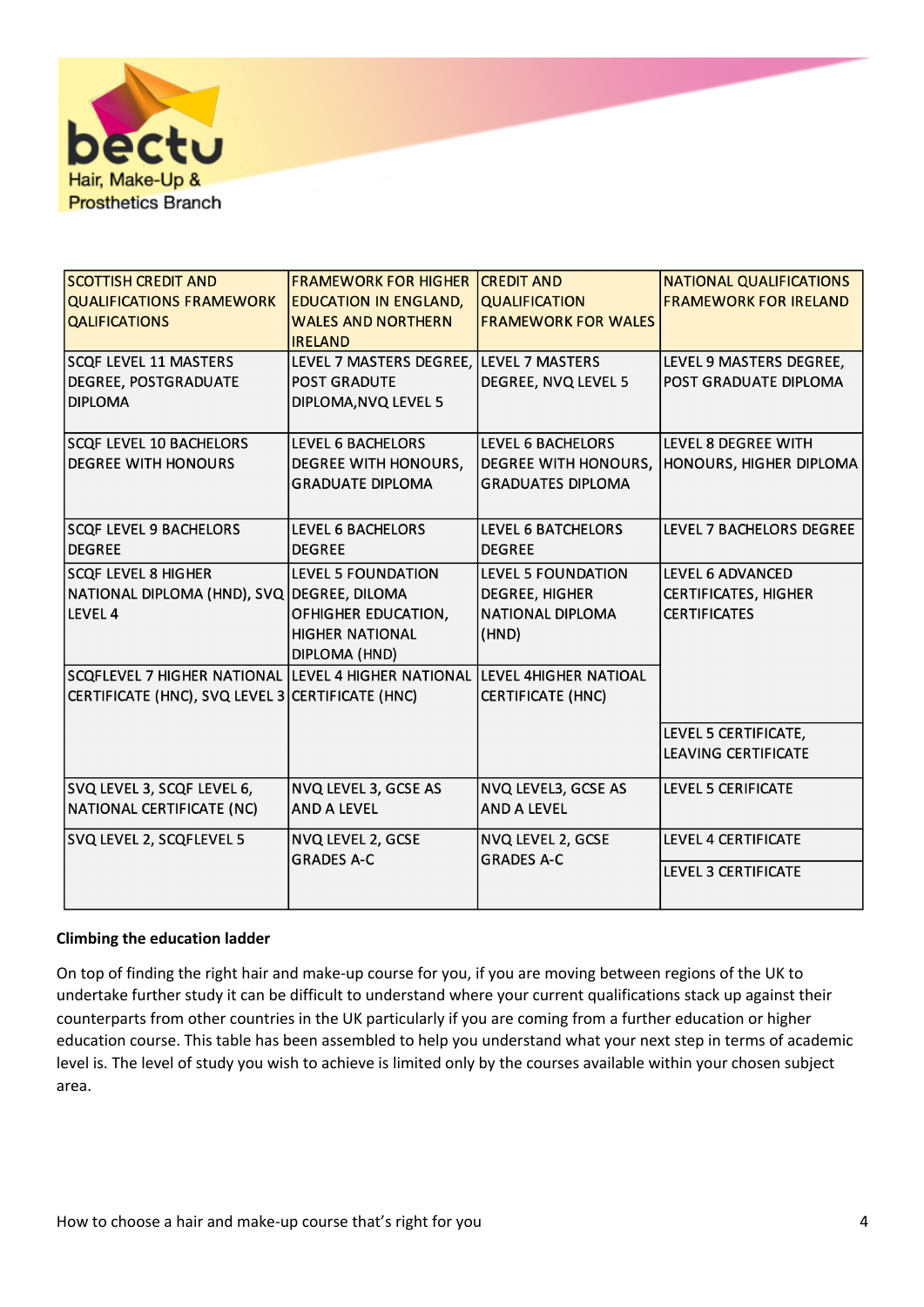| SCOTTISH CREDIT AND QUALIFICATIONS FRAMEWORK QALIFICATIONS | FRAMEWORK FOR HIGHER EDUCATION IN ENGLAND, WALES AND NORTHERN IRELAND | CREDIT AND QUALIFICATION FRAMEWORK FOR WALES | NATIONAL QUALIFICATIONS FRAMEWORK FOR IRELAND |
|---|---|---|---|
| SCQF LEVEL 11 MASTERS DEGREE, POSTGRADUATE DIPLOMA | LEVEL 7 MASTERS DEGREE, POST GRADUTE DIPLOMA,NVQ LEVEL 5 | LEVEL 7 MASTERS DEGREE, NVQ LEVEL 5 | LEVEL 9 MASTERS DEGREE, POST GRADUATE DIPLOMA |
| SCQF LEVEL 10 BACHELORS DEGREE WITH HONOURS | LEVEL 6 BACHELORS DEGREE WITH HONOURS, GRADUATE DIPLOMA | LEVEL 6 BACHELORS DEGREE WITH HONOURS, GRADUATES DIPLOMA | LEVEL 8 DEGREE WITH HONOURS, HIGHER DIPLOMA |
| SCQF LEVEL 9 BACHELORS DEGREE | LEVEL 6 BACHELORS DEGREE | LEVEL 6 BATCHELORS DEGREE | LEVEL 7 BACHELORS DEGREE |
| SCQF LEVEL 8 HIGHER NATIONAL DIPLOMA (HND), SVQ LEVEL 4 | LEVEL 5 FOUNDATION DEGREE, DILOMA OFHIGHER EDUCATION, HIGHER NATIONAL DIPLOMA (HND) | LEVEL 5 FOUNDATION DEGREE, HIGHER NATIONAL DIPLOMA (HND) | LEVEL 6 ADVANCED CERTIFICATES, HIGHER CERTIFICATES |
| SCQFLEVEL 7 HIGHER NATIONAL CERTIFICATE (HNC), SVQ LEVEL 3 | LEVEL 4 HIGHER NATIONAL CERTIFICATE (HNC) | LEVEL 4HIGHER NATIOAL CERTIFICATE (HNC) | LEVEL 5 CERTIFICATE, LEAVING CERTIFICATE |
| SVQ LEVEL 3, SCQF LEVEL 6, NATIONAL CERTIFICATE (NC) | NVQ LEVEL 3, GCSE AS AND A LEVEL | NVQ LEVEL3, GCSE AS AND A LEVEL | LEVEL 5 CERIFICATE |
| SVQ LEVEL 2, SCQFLEVEL 5 | NVQ LEVEL 2, GCSE GRADES A-C | NVQ LEVEL 2, GCSE GRADES A-C | LEVEL 4 CERTIFICATE |
| | | | LEVEL 3 CERTIFICATE |

**Climbing the education ladder**

On top of finding the right hair and make-up course for you, if you are moving between regions of the UK to undertake further study it can be difficult to understand where your current qualifications stack up against their counterparts from other countries in the UK particularly if you are coming from a further education or higher education course. This table has been assembled to help you understand what your next step in terms of academic level is. The level of study you wish to achieve is limited only by the courses available within your chosen subject area.